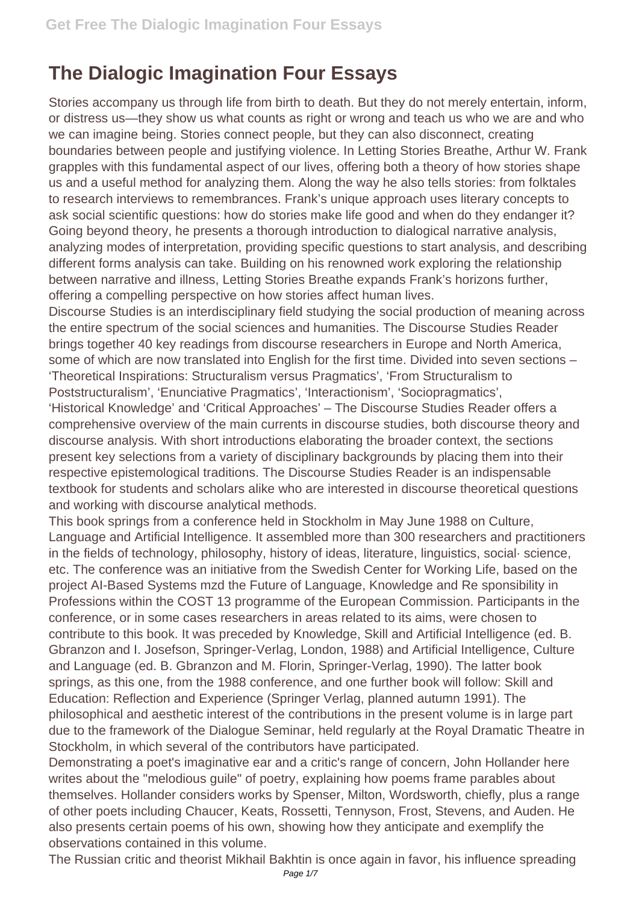# The Dialogic Imagination Four Essays

Stories accompany us through life from birth to death. But they do not merely entertain, inform, or distress us—they show us what counts as right or wrong and teach us who we are and who we can imagine being. Stories connect people, but they can also disconnect, creating boundaries between people and justifying violence. In Letting Stories Breathe, Arthur W. Frank grapples with this fundamental aspect of our lives, offering both a theory of how stories shape us and a useful method for analyzing them. Along the way he also tells stories: from folktales to research interviews to remembrances. Frank's unique approach uses literary concepts to ask social scientific questions: how do stories make life good and when do they endanger it? Going beyond theory, he presents a thorough introduction to dialogical narrative analysis, analyzing modes of interpretation, providing specific questions to start analysis, and describing different forms analysis can take. Building on his renowned work exploring the relationship between narrative and illness, Letting Stories Breathe expands Frank's horizons further, offering a compelling perspective on how stories affect human lives.

Discourse Studies is an interdisciplinary field studying the social production of meaning across the entire spectrum of the social sciences and humanities. The Discourse Studies Reader brings together 40 key readings from discourse researchers in Europe and North America, some of which are now translated into English for the first time. Divided into seven sections – 'Theoretical Inspirations: Structuralism versus Pragmatics', 'From Structuralism to Poststructuralism', 'Enunciative Pragmatics', 'Interactionism', 'Sociopragmatics', 'Historical Knowledge' and 'Critical Approaches' – The Discourse Studies Reader offers a comprehensive overview of the main currents in discourse studies, both discourse theory and discourse analysis. With short introductions elaborating the broader context, the sections present key selections from a variety of disciplinary backgrounds by placing them into their respective epistemological traditions. The Discourse Studies Reader is an indispensable textbook for students and scholars alike who are interested in discourse theoretical questions and working with discourse analytical methods.

This book springs from a conference held in Stockholm in May June 1988 on Culture, Language and Artificial Intelligence. It assembled more than 300 researchers and practitioners in the fields of technology, philosophy, history of ideas, literature, linguistics, social· science, etc. The conference was an initiative from the Swedish Center for Working Life, based on the project AI-Based Systems mzd the Future of Language, Knowledge and Re sponsibility in Professions within the COST 13 programme of the European Commission. Participants in the conference, or in some cases researchers in areas related to its aims, were chosen to contribute to this book. It was preceded by Knowledge, Skill and Artificial Intelligence (ed. B. Gbranzon and I. Josefson, Springer-Verlag, London, 1988) and Artificial Intelligence, Culture and Language (ed. B. Gbranzon and M. Florin, Springer-Verlag, 1990). The latter book springs, as this one, from the 1988 conference, and one further book will follow: Skill and Education: Reflection and Experience (Springer Verlag, planned autumn 1991). The philosophical and aesthetic interest of the contributions in the present volume is in large part due to the framework of the Dialogue Seminar, held regularly at the Royal Dramatic Theatre in Stockholm, in which several of the contributors have participated.

Demonstrating a poet's imaginative ear and a critic's range of concern, John Hollander here writes about the "melodious guile" of poetry, explaining how poems frame parables about themselves. Hollander considers works by Spenser, Milton, Wordsworth, chiefly, plus a range of other poets including Chaucer, Keats, Rossetti, Tennyson, Frost, Stevens, and Auden. He also presents certain poems of his own, showing how they anticipate and exemplify the observations contained in this volume.

The Russian critic and theorist Mikhail Bakhtin is once again in favor, his influence spreading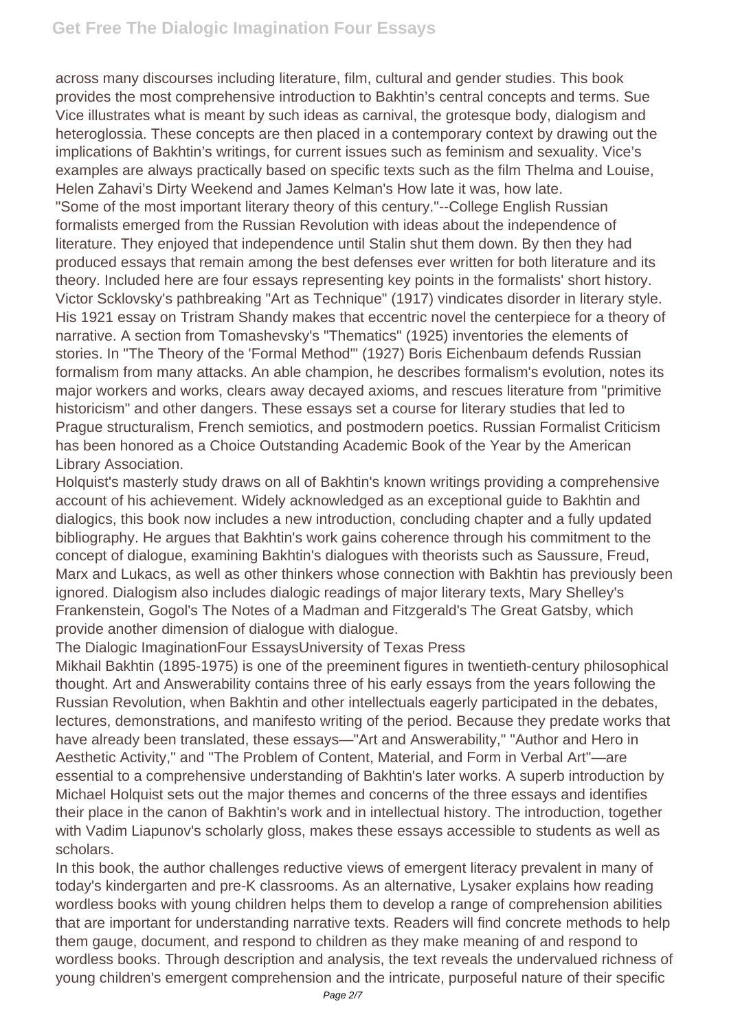across many discourses including literature, film, cultural and gender studies. This book provides the most comprehensive introduction to Bakhtin's central concepts and terms. Sue Vice illustrates what is meant by such ideas as carnival, the grotesque body, dialogism and heteroglossia. These concepts are then placed in a contemporary context by drawing out the implications of Bakhtin's writings, for current issues such as feminism and sexuality. Vice's examples are always practically based on specific texts such as the film Thelma and Louise, Helen Zahavi's Dirty Weekend and James Kelman's How late it was, how late.

"Some of the most important literary theory of this century."--College English Russian formalists emerged from the Russian Revolution with ideas about the independence of literature. They enjoyed that independence until Stalin shut them down. By then they had produced essays that remain among the best defenses ever written for both literature and its theory. Included here are four essays representing key points in the formalists' short history. Victor Scklovsky's pathbreaking "Art as Technique" (1917) vindicates disorder in literary style. His 1921 essay on Tristram Shandy makes that eccentric novel the centerpiece for a theory of narrative. A section from Tomashevsky's "Thematics" (1925) inventories the elements of stories. In "The Theory of the 'Formal Method'" (1927) Boris Eichenbaum defends Russian formalism from many attacks. An able champion, he describes formalism's evolution, notes its major workers and works, clears away decayed axioms, and rescues literature from "primitive historicism" and other dangers. These essays set a course for literary studies that led to Prague structuralism, French semiotics, and postmodern poetics. Russian Formalist Criticism has been honored as a Choice Outstanding Academic Book of the Year by the American Library Association.

Holquist's masterly study draws on all of Bakhtin's known writings providing a comprehensive account of his achievement. Widely acknowledged as an exceptional guide to Bakhtin and dialogics, this book now includes a new introduction, concluding chapter and a fully updated bibliography. He argues that Bakhtin's work gains coherence through his commitment to the concept of dialogue, examining Bakhtin's dialogues with theorists such as Saussure, Freud, Marx and Lukacs, as well as other thinkers whose connection with Bakhtin has previously been ignored. Dialogism also includes dialogic readings of major literary texts, Mary Shelley's Frankenstein, Gogol's The Notes of a Madman and Fitzgerald's The Great Gatsby, which provide another dimension of dialogue with dialogue.

The Dialogic ImaginationFour EssaysUniversity of Texas Press

Mikhail Bakhtin (1895-1975) is one of the preeminent figures in twentieth-century philosophical thought. Art and Answerability contains three of his early essays from the years following the Russian Revolution, when Bakhtin and other intellectuals eagerly participated in the debates, lectures, demonstrations, and manifesto writing of the period. Because they predate works that have already been translated, these essays—"Art and Answerability," "Author and Hero in Aesthetic Activity," and "The Problem of Content, Material, and Form in Verbal Art"—are essential to a comprehensive understanding of Bakhtin's later works. A superb introduction by Michael Holquist sets out the major themes and concerns of the three essays and identifies their place in the canon of Bakhtin's work and in intellectual history. The introduction, together with Vadim Liapunov's scholarly gloss, makes these essays accessible to students as well as scholars.

In this book, the author challenges reductive views of emergent literacy prevalent in many of today's kindergarten and pre-K classrooms. As an alternative, Lysaker explains how reading wordless books with young children helps them to develop a range of comprehension abilities that are important for understanding narrative texts. Readers will find concrete methods to help them gauge, document, and respond to children as they make meaning of and respond to wordless books. Through description and analysis, the text reveals the undervalued richness of young children's emergent comprehension and the intricate, purposeful nature of their specific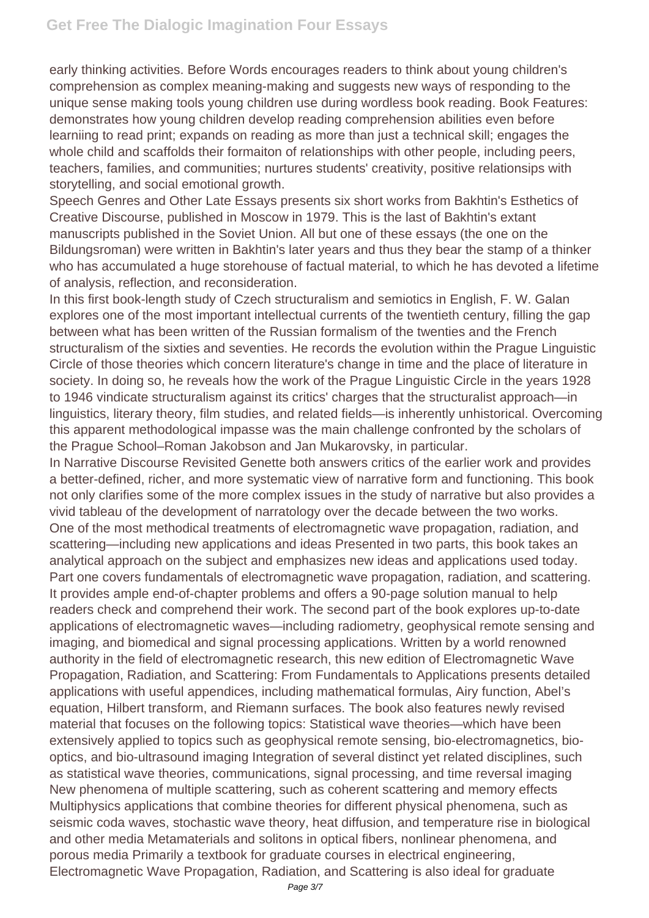early thinking activities. Before Words encourages readers to think about young children's comprehension as complex meaning-making and suggests new ways of responding to the unique sense making tools young children use during wordless book reading. Book Features: demonstrates how young children develop reading comprehension abilities even before learniing to read print; expands on reading as more than just a technical skill; engages the whole child and scaffolds their formaiton of relationships with other people, including peers, teachers, families, and communities; nurtures students' creativity, positive relationsips with storytelling, and social emotional growth.

Speech Genres and Other Late Essays presents six short works from Bakhtin's Esthetics of Creative Discourse, published in Moscow in 1979. This is the last of Bakhtin's extant manuscripts published in the Soviet Union. All but one of these essays (the one on the Bildungsroman) were written in Bakhtin's later years and thus they bear the stamp of a thinker who has accumulated a huge storehouse of factual material, to which he has devoted a lifetime of analysis, reflection, and reconsideration.

In this first book-length study of Czech structuralism and semiotics in English, F. W. Galan explores one of the most important intellectual currents of the twentieth century, filling the gap between what has been written of the Russian formalism of the twenties and the French structuralism of the sixties and seventies. He records the evolution within the Prague Linguistic Circle of those theories which concern literature's change in time and the place of literature in society. In doing so, he reveals how the work of the Prague Linguistic Circle in the years 1928 to 1946 vindicate structuralism against its critics' charges that the structuralist approach—in linguistics, literary theory, film studies, and related fields—is inherently unhistorical. Overcoming this apparent methodological impasse was the main challenge confronted by the scholars of the Prague School–Roman Jakobson and Jan Mukarovsky, in particular.

In Narrative Discourse Revisited Genette both answers critics of the earlier work and provides a better-defined, richer, and more systematic view of narrative form and functioning. This book not only clarifies some of the more complex issues in the study of narrative but also provides a vivid tableau of the development of narratology over the decade between the two works.

One of the most methodical treatments of electromagnetic wave propagation, radiation, and scattering—including new applications and ideas Presented in two parts, this book takes an analytical approach on the subject and emphasizes new ideas and applications used today. Part one covers fundamentals of electromagnetic wave propagation, radiation, and scattering. It provides ample end-of-chapter problems and offers a 90-page solution manual to help readers check and comprehend their work. The second part of the book explores up-to-date applications of electromagnetic waves—including radiometry, geophysical remote sensing and imaging, and biomedical and signal processing applications. Written by a world renowned authority in the field of electromagnetic research, this new edition of Electromagnetic Wave Propagation, Radiation, and Scattering: From Fundamentals to Applications presents detailed applications with useful appendices, including mathematical formulas, Airy function, Abel's equation, Hilbert transform, and Riemann surfaces. The book also features newly revised material that focuses on the following topics: Statistical wave theories—which have been extensively applied to topics such as geophysical remote sensing, bio-electromagnetics, bio-optics, and bio-ultrasound imaging Integration of several distinct yet related disciplines, such as statistical wave theories, communications, signal processing, and time reversal imaging New phenomena of multiple scattering, such as coherent scattering and memory effects Multiphysics applications that combine theories for different physical phenomena, such as seismic coda waves, stochastic wave theory, heat diffusion, and temperature rise in biological and other media Metamaterials and solitons in optical fibers, nonlinear phenomena, and porous media Primarily a textbook for graduate courses in electrical engineering, Electromagnetic Wave Propagation, Radiation, and Scattering is also ideal for graduate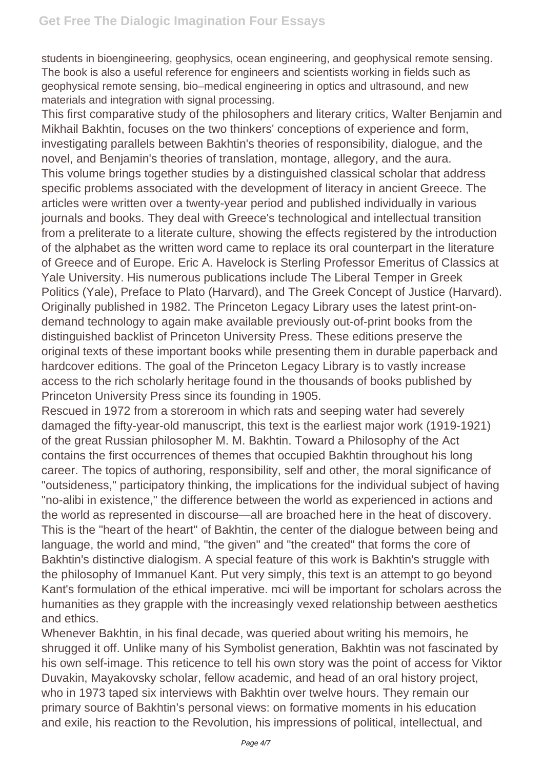students in bioengineering, geophysics, ocean engineering, and geophysical remote sensing. The book is also a useful reference for engineers and scientists working in fields such as geophysical remote sensing, bio–medical engineering in optics and ultrasound, and new materials and integration with signal processing.

This first comparative study of the philosophers and literary critics, Walter Benjamin and Mikhail Bakhtin, focuses on the two thinkers' conceptions of experience and form, investigating parallels between Bakhtin's theories of responsibility, dialogue, and the novel, and Benjamin's theories of translation, montage, allegory, and the aura.

This volume brings together studies by a distinguished classical scholar that address specific problems associated with the development of literacy in ancient Greece. The articles were written over a twenty-year period and published individually in various journals and books. They deal with Greece's technological and intellectual transition from a preliterate to a literate culture, showing the effects registered by the introduction of the alphabet as the written word came to replace its oral counterpart in the literature of Greece and of Europe. Eric A. Havelock is Sterling Professor Emeritus of Classics at Yale University. His numerous publications include The Liberal Temper in Greek Politics (Yale), Preface to Plato (Harvard), and The Greek Concept of Justice (Harvard). Originally published in 1982. The Princeton Legacy Library uses the latest print-on-demand technology to again make available previously out-of-print books from the distinguished backlist of Princeton University Press. These editions preserve the original texts of these important books while presenting them in durable paperback and hardcover editions. The goal of the Princeton Legacy Library is to vastly increase access to the rich scholarly heritage found in the thousands of books published by Princeton University Press since its founding in 1905.

Rescued in 1972 from a storeroom in which rats and seeping water had severely damaged the fifty-year-old manuscript, this text is the earliest major work (1919-1921) of the great Russian philosopher M. M. Bakhtin. Toward a Philosophy of the Act contains the first occurrences of themes that occupied Bakhtin throughout his long career. The topics of authoring, responsibility, self and other, the moral significance of "outsideness," participatory thinking, the implications for the individual subject of having "no-alibi in existence," the difference between the world as experienced in actions and the world as represented in discourse—all are broached here in the heat of discovery. This is the "heart of the heart" of Bakhtin, the center of the dialogue between being and language, the world and mind, "the given" and "the created" that forms the core of Bakhtin's distinctive dialogism. A special feature of this work is Bakhtin's struggle with the philosophy of Immanuel Kant. Put very simply, this text is an attempt to go beyond Kant's formulation of the ethical imperative. mci will be important for scholars across the humanities as they grapple with the increasingly vexed relationship between aesthetics and ethics.

Whenever Bakhtin, in his final decade, was queried about writing his memoirs, he shrugged it off. Unlike many of his Symbolist generation, Bakhtin was not fascinated by his own self-image. This reticence to tell his own story was the point of access for Viktor Duvakin, Mayakovsky scholar, fellow academic, and head of an oral history project, who in 1973 taped six interviews with Bakhtin over twelve hours. They remain our primary source of Bakhtin's personal views: on formative moments in his education and exile, his reaction to the Revolution, his impressions of political, intellectual, and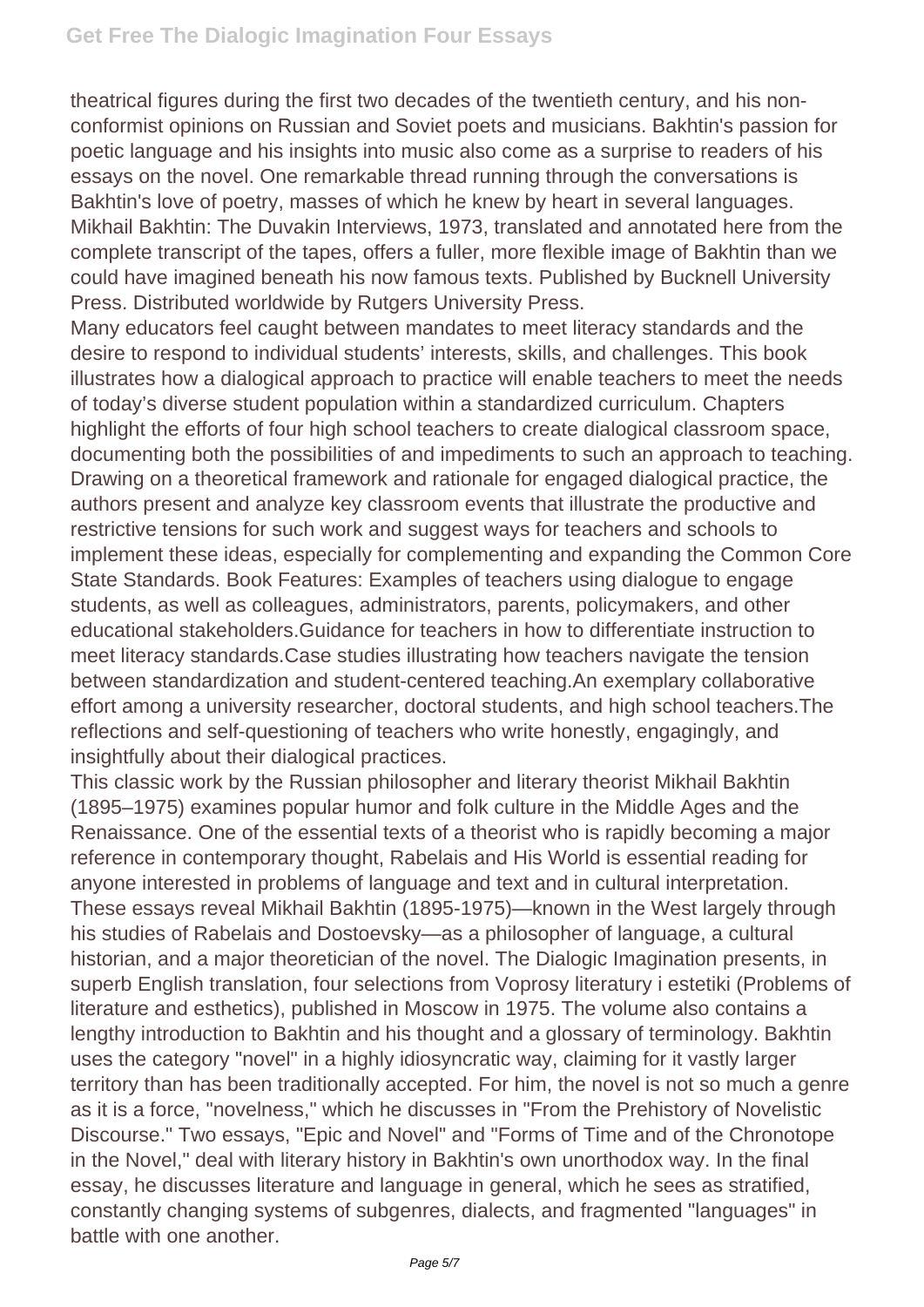theatrical figures during the first two decades of the twentieth century, and his non-conformist opinions on Russian and Soviet poets and musicians. Bakhtin's passion for poetic language and his insights into music also come as a surprise to readers of his essays on the novel. One remarkable thread running through the conversations is Bakhtin's love of poetry, masses of which he knew by heart in several languages. Mikhail Bakhtin: The Duvakin Interviews, 1973, translated and annotated here from the complete transcript of the tapes, offers a fuller, more flexible image of Bakhtin than we could have imagined beneath his now famous texts. Published by Bucknell University Press. Distributed worldwide by Rutgers University Press.

Many educators feel caught between mandates to meet literacy standards and the desire to respond to individual students' interests, skills, and challenges. This book illustrates how a dialogical approach to practice will enable teachers to meet the needs of today's diverse student population within a standardized curriculum. Chapters highlight the efforts of four high school teachers to create dialogical classroom space, documenting both the possibilities of and impediments to such an approach to teaching. Drawing on a theoretical framework and rationale for engaged dialogical practice, the authors present and analyze key classroom events that illustrate the productive and restrictive tensions for such work and suggest ways for teachers and schools to implement these ideas, especially for complementing and expanding the Common Core State Standards. Book Features: Examples of teachers using dialogue to engage students, as well as colleagues, administrators, parents, policymakers, and other educational stakeholders.Guidance for teachers in how to differentiate instruction to meet literacy standards.Case studies illustrating how teachers navigate the tension between standardization and student-centered teaching.An exemplary collaborative effort among a university researcher, doctoral students, and high school teachers.The reflections and self-questioning of teachers who write honestly, engagingly, and insightfully about their dialogical practices.

This classic work by the Russian philosopher and literary theorist Mikhail Bakhtin (1895–1975) examines popular humor and folk culture in the Middle Ages and the Renaissance. One of the essential texts of a theorist who is rapidly becoming a major reference in contemporary thought, Rabelais and His World is essential reading for anyone interested in problems of language and text and in cultural interpretation.

These essays reveal Mikhail Bakhtin (1895-1975)—known in the West largely through his studies of Rabelais and Dostoevsky—as a philosopher of language, a cultural historian, and a major theoretician of the novel. The Dialogic Imagination presents, in superb English translation, four selections from Voprosy literatury i estetiki (Problems of literature and esthetics), published in Moscow in 1975. The volume also contains a lengthy introduction to Bakhtin and his thought and a glossary of terminology. Bakhtin uses the category "novel" in a highly idiosyncratic way, claiming for it vastly larger territory than has been traditionally accepted. For him, the novel is not so much a genre as it is a force, "novelness," which he discusses in "From the Prehistory of Novelistic Discourse." Two essays, "Epic and Novel" and "Forms of Time and of the Chronotope in the Novel," deal with literary history in Bakhtin's own unorthodox way. In the final essay, he discusses literature and language in general, which he sees as stratified, constantly changing systems of subgenres, dialects, and fragmented "languages" in battle with one another.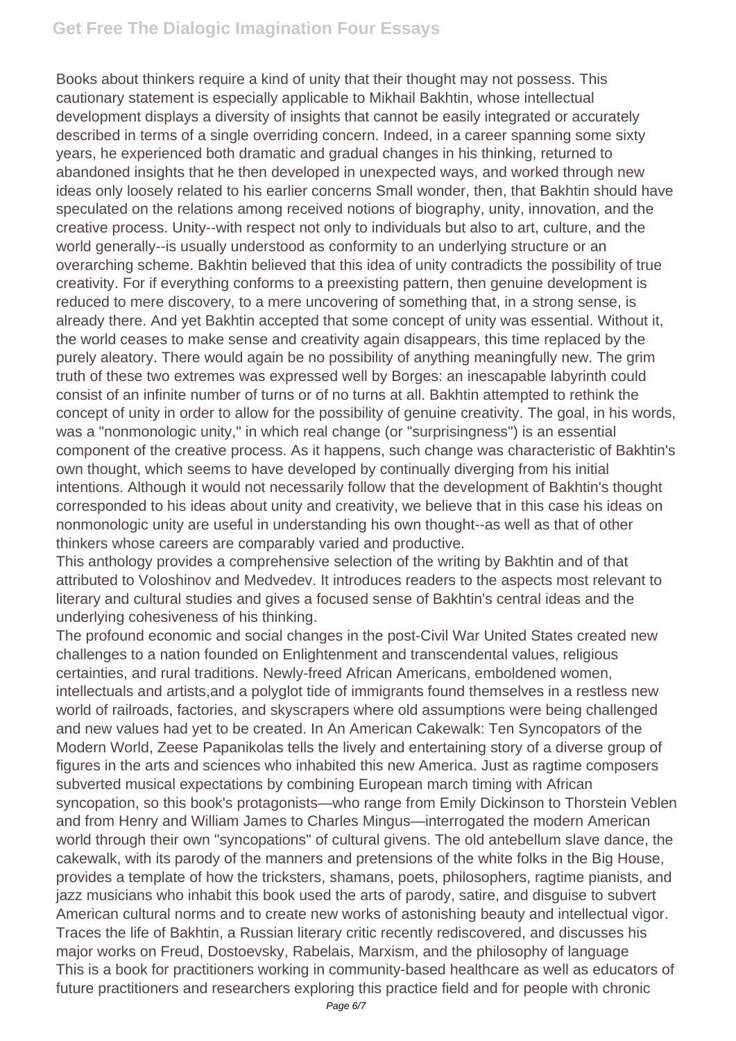Books about thinkers require a kind of unity that their thought may not possess. This cautionary statement is especially applicable to Mikhail Bakhtin, whose intellectual development displays a diversity of insights that cannot be easily integrated or accurately described in terms of a single overriding concern. Indeed, in a career spanning some sixty years, he experienced both dramatic and gradual changes in his thinking, returned to abandoned insights that he then developed in unexpected ways, and worked through new ideas only loosely related to his earlier concerns Small wonder, then, that Bakhtin should have speculated on the relations among received notions of biography, unity, innovation, and the creative process. Unity--with respect not only to individuals but also to art, culture, and the world generally--is usually understood as conformity to an underlying structure or an overarching scheme. Bakhtin believed that this idea of unity contradicts the possibility of true creativity. For if everything conforms to a preexisting pattern, then genuine development is reduced to mere discovery, to a mere uncovering of something that, in a strong sense, is already there. And yet Bakhtin accepted that some concept of unity was essential. Without it, the world ceases to make sense and creativity again disappears, this time replaced by the purely aleatory. There would again be no possibility of anything meaningfully new. The grim truth of these two extremes was expressed well by Borges: an inescapable labyrinth could consist of an infinite number of turns or of no turns at all. Bakhtin attempted to rethink the concept of unity in order to allow for the possibility of genuine creativity. The goal, in his words, was a "nonmonologic unity," in which real change (or "surprisingness") is an essential component of the creative process. As it happens, such change was characteristic of Bakhtin's own thought, which seems to have developed by continually diverging from his initial intentions. Although it would not necessarily follow that the development of Bakhtin's thought corresponded to his ideas about unity and creativity, we believe that in this case his ideas on nonmonologic unity are useful in understanding his own thought--as well as that of other thinkers whose careers are comparably varied and productive.

This anthology provides a comprehensive selection of the writing by Bakhtin and of that attributed to Voloshinov and Medvedev. It introduces readers to the aspects most relevant to literary and cultural studies and gives a focused sense of Bakhtin's central ideas and the underlying cohesiveness of his thinking.

The profound economic and social changes in the post-Civil War United States created new challenges to a nation founded on Enlightenment and transcendental values, religious certainties, and rural traditions. Newly-freed African Americans, emboldened women, intellectuals and artists,and a polyglot tide of immigrants found themselves in a restless new world of railroads, factories, and skyscrapers where old assumptions were being challenged and new values had yet to be created. In An American Cakewalk: Ten Syncopators of the Modern World, Zeese Papanikolas tells the lively and entertaining story of a diverse group of figures in the arts and sciences who inhabited this new America. Just as ragtime composers subverted musical expectations by combining European march timing with African syncopation, so this book's protagonists—who range from Emily Dickinson to Thorstein Veblen and from Henry and William James to Charles Mingus—interrogated the modern American world through their own "syncopations" of cultural givens. The old antebellum slave dance, the cakewalk, with its parody of the manners and pretensions of the white folks in the Big House, provides a template of how the tricksters, shamans, poets, philosophers, ragtime pianists, and jazz musicians who inhabit this book used the arts of parody, satire, and disguise to subvert American cultural norms and to create new works of astonishing beauty and intellectual vigor.

Traces the life of Bakhtin, a Russian literary critic recently rediscovered, and discusses his major works on Freud, Dostoevsky, Rabelais, Marxism, and the philosophy of language

This is a book for practitioners working in community-based healthcare as well as educators of future practitioners and researchers exploring this practice field and for people with chronic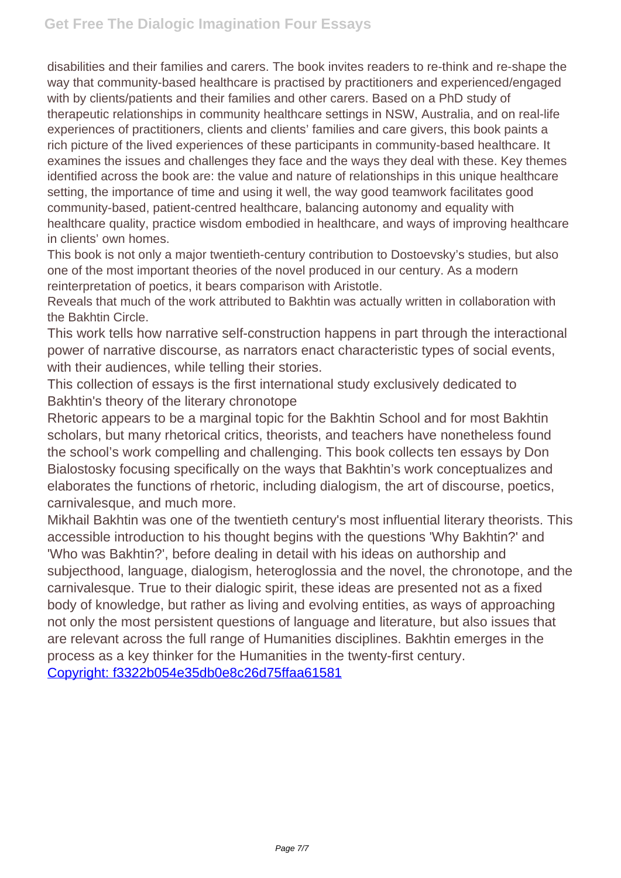disabilities and their families and carers. The book invites readers to re-think and re-shape the way that community-based healthcare is practised by practitioners and experienced/engaged with by clients/patients and their families and other carers. Based on a PhD study of therapeutic relationships in community healthcare settings in NSW, Australia, and on real-life experiences of practitioners, clients and clients' families and care givers, this book paints a rich picture of the lived experiences of these participants in community-based healthcare. It examines the issues and challenges they face and the ways they deal with these. Key themes identified across the book are: the value and nature of relationships in this unique healthcare setting, the importance of time and using it well, the way good teamwork facilitates good community-based, patient-centred healthcare, balancing autonomy and equality with healthcare quality, practice wisdom embodied in healthcare, and ways of improving healthcare in clients' own homes.

This book is not only a major twentieth-century contribution to Dostoevsky's studies, but also one of the most important theories of the novel produced in our century. As a modern reinterpretation of poetics, it bears comparison with Aristotle.

Reveals that much of the work attributed to Bakhtin was actually written in collaboration with the Bakhtin Circle.

This work tells how narrative self-construction happens in part through the interactional power of narrative discourse, as narrators enact characteristic types of social events, with their audiences, while telling their stories.

This collection of essays is the first international study exclusively dedicated to Bakhtin's theory of the literary chronotope

Rhetoric appears to be a marginal topic for the Bakhtin School and for most Bakhtin scholars, but many rhetorical critics, theorists, and teachers have nonetheless found the school's work compelling and challenging. This book collects ten essays by Don Bialostosky focusing specifically on the ways that Bakhtin's work conceptualizes and elaborates the functions of rhetoric, including dialogism, the art of discourse, poetics, carnivalesque, and much more.

Mikhail Bakhtin was one of the twentieth century's most influential literary theorists. This accessible introduction to his thought begins with the questions 'Why Bakhtin?' and 'Who was Bakhtin?', before dealing in detail with his ideas on authorship and subjecthood, language, dialogism, heteroglossia and the novel, the chronotope, and the carnivalesque. True to their dialogic spirit, these ideas are presented not as a fixed body of knowledge, but rather as living and evolving entities, as ways of approaching not only the most persistent questions of language and literature, but also issues that are relevant across the full range of Humanities disciplines. Bakhtin emerges in the process as a key thinker for the Humanities in the twenty-first century.

Copyright: f3322b054e35db0e8c26d75ffaa61581